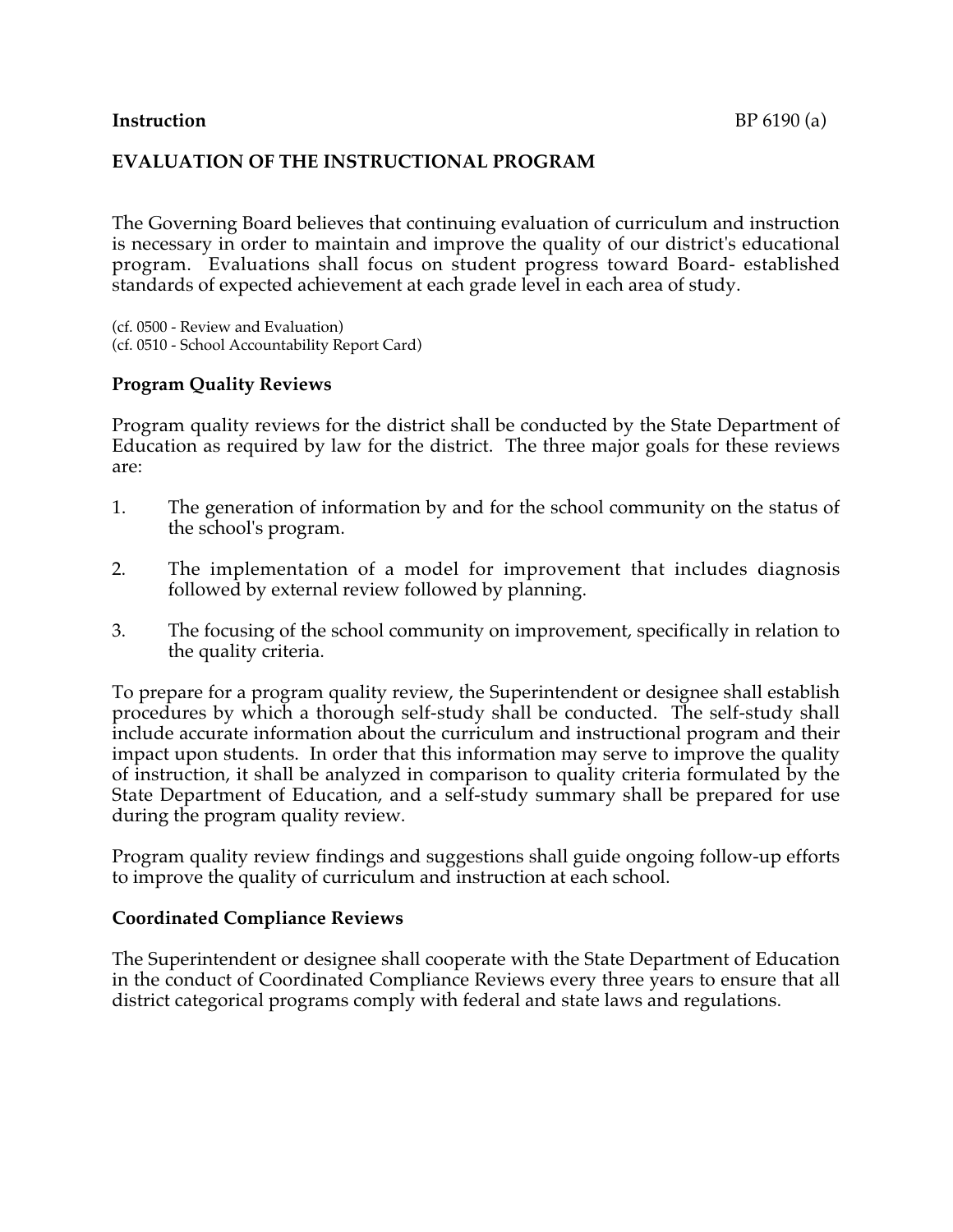**Instruction** BP 6190 (a)

# EVALUATION OF THE INSTRUCTIONAL PROGRAM

The Governing Board believes that continuing evaluation of curriculum and instruction is necessary in order to maintain and improve the quality of our district's educational program. Evaluations shall focus on student progress toward Board- established standards of expected achievement at each grade level in each area of study.

(cf. 0500 - Review and Evaluation)
(cf. 0510 - School Accountability Report Card)

## Program Quality Reviews

Program quality reviews for the district shall be conducted by the State Department of Education as required by law for the district. The three major goals for these reviews are:

1. The generation of information by and for the school community on the status of the school's program.

2. The implementation of a model for improvement that includes diagnosis followed by external review followed by planning.

3. The focusing of the school community on improvement, specifically in relation to the quality criteria.

To prepare for a program quality review, the Superintendent or designee shall establish procedures by which a thorough self-study shall be conducted. The self-study shall include accurate information about the curriculum and instructional program and their impact upon students. In order that this information may serve to improve the quality of instruction, it shall be analyzed in comparison to quality criteria formulated by the State Department of Education, and a self-study summary shall be prepared for use during the program quality review.

Program quality review findings and suggestions shall guide ongoing follow-up efforts to improve the quality of curriculum and instruction at each school.

## Coordinated Compliance Reviews

The Superintendent or designee shall cooperate with the State Department of Education in the conduct of Coordinated Compliance Reviews every three years to ensure that all district categorical programs comply with federal and state laws and regulations.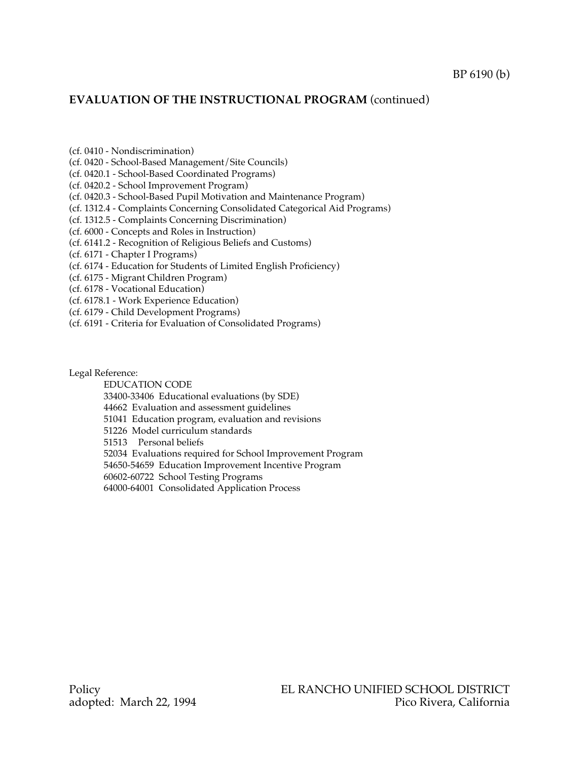## EVALUATION OF THE INSTRUCTIONAL PROGRAM (continued)

(cf. 0410 - Nondiscrimination)
(cf. 0420 - School-Based Management/Site Councils)
(cf. 0420.1 - School-Based Coordinated Programs)
(cf. 0420.2 - School Improvement Program)
(cf. 0420.3 - School-Based Pupil Motivation and Maintenance Program)
(cf. 1312.4 - Complaints Concerning Consolidated Categorical Aid Programs)
(cf. 1312.5 - Complaints Concerning Discrimination)
(cf. 6000 - Concepts and Roles in Instruction)
(cf. 6141.2 - Recognition of Religious Beliefs and Customs)
(cf. 6171 - Chapter I Programs)
(cf. 6174 - Education for Students of Limited English Proficiency)
(cf. 6175 - Migrant Children Program)
(cf. 6178 - Vocational Education)
(cf. 6178.1 - Work Experience Education)
(cf. 6179 - Child Development Programs)
(cf. 6191 - Criteria for Evaluation of Consolidated Programs)

Legal Reference:

EDUCATION CODE
33400-33406 Educational evaluations (by SDE)
44662 Evaluation and assessment guidelines
51041 Education program, evaluation and revisions
51226 Model curriculum standards
51513 Personal beliefs
52034 Evaluations required for School Improvement Program
54650-54659 Education Improvement Incentive Program
60602-60722 School Testing Programs
64000-64001 Consolidated Application Process

Policy
adopted: March 22, 1994

EL RANCHO UNIFIED SCHOOL DISTRICT
Pico Rivera, California